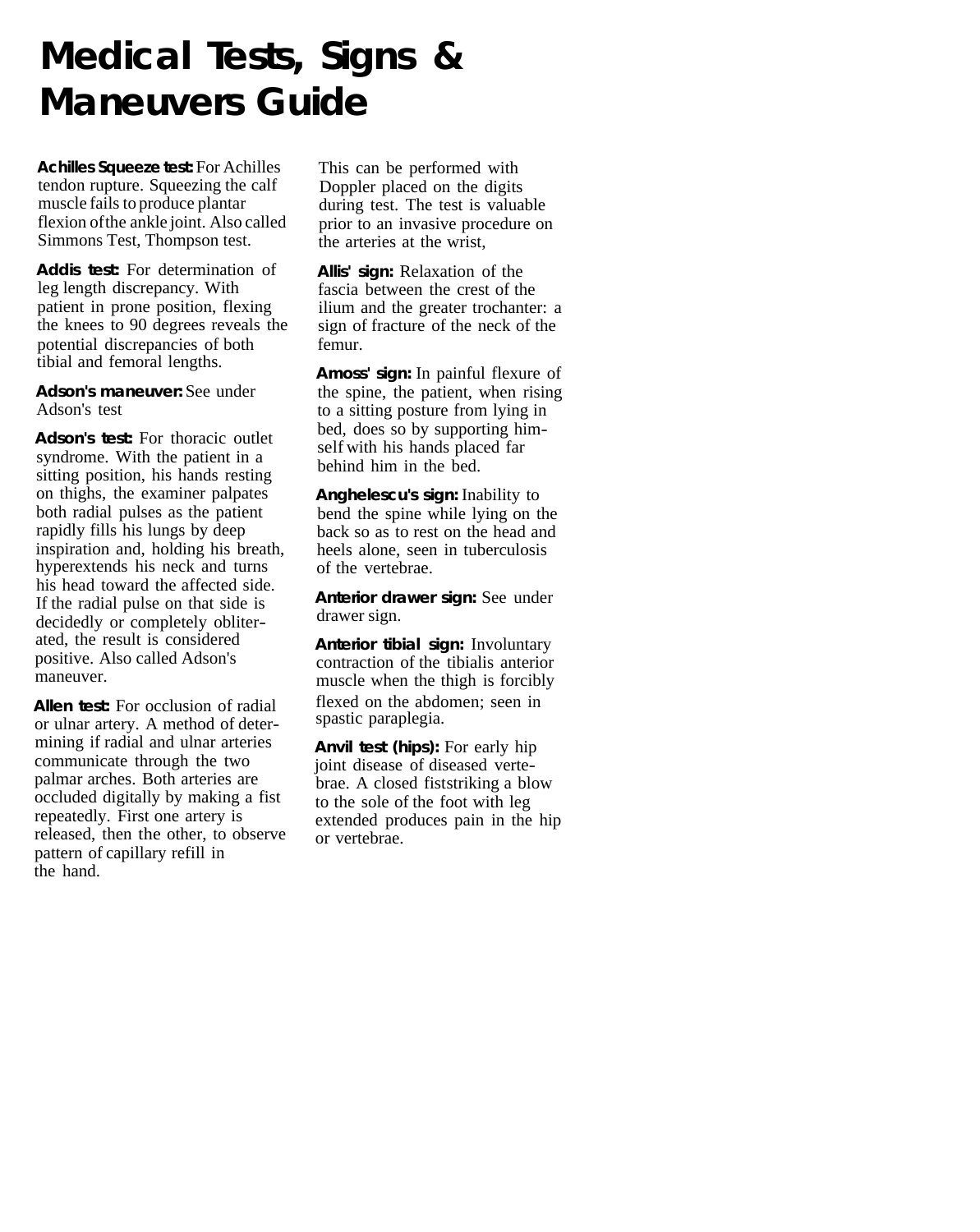# Medical Tests, Signs & Maneuvers Guide

**Achilles Squeeze test:** For Achilles tendon rupture. Squeezing the calf muscle fails to produce plantar flexion of the ankle joint. Also called Simmons Test, Thompson test.

**Addis test:** For determination of leg length discrepancy. With patient in prone position, flexing the knees to 90 degrees reveals the potential discrepancies of both tibial and femoral lengths.

**Adson's maneuver:** See under Adson's test

**Adson's test:** For thoracic outlet syndrome. With the patient in a sitting position, his hands resting on thighs, the examiner palpates both radial pulses as the patient rapidly fills his lungs by deep inspiration and, holding his breath, hyperextends his neck and turns his head toward the affected side. If the radial pulse on that side is decidedly or completely obliterated, the result is considered positive. Also called Adson's maneuver.

**Allen test:** For occlusion of radial or ulnar artery. A method of determining if radial and ulnar arteries communicate through the two palmar arches. Both arteries are occluded digitally by making a fist repeatedly. First one artery is released, then the other, to observe pattern of capillary refill in the hand. This can be performed with Doppler placed on the digits during test. The test is valuable prior to an invasive procedure on the arteries at the wrist,

**Allis' sign:** Relaxation of the fascia between the crest of the ilium and the greater trochanter: a sign of fracture of the neck of the femur.

**Amoss' sign:** In painful flexure of the spine, the patient, when rising to a sitting posture from lying in bed, does so by supporting himself with his hands placed far behind him in the bed.

**Anghelescu's sign:** Inability to bend the spine while lying on the back so as to rest on the head and heels alone, seen in tuberculosis of the vertebrae.

**Anterior drawer sign:** See under drawer sign.

**Anterior tibial sign:** Involuntary contraction of the tibialis anterior muscle when the thigh is forcibly flexed on the abdomen; seen in spastic paraplegia.

**Anvil test (hips):** For early hip joint disease of diseased vertebrae. A closed fiststriking a blow to the sole of the foot with leg extended produces pain in the hip or vertebrae.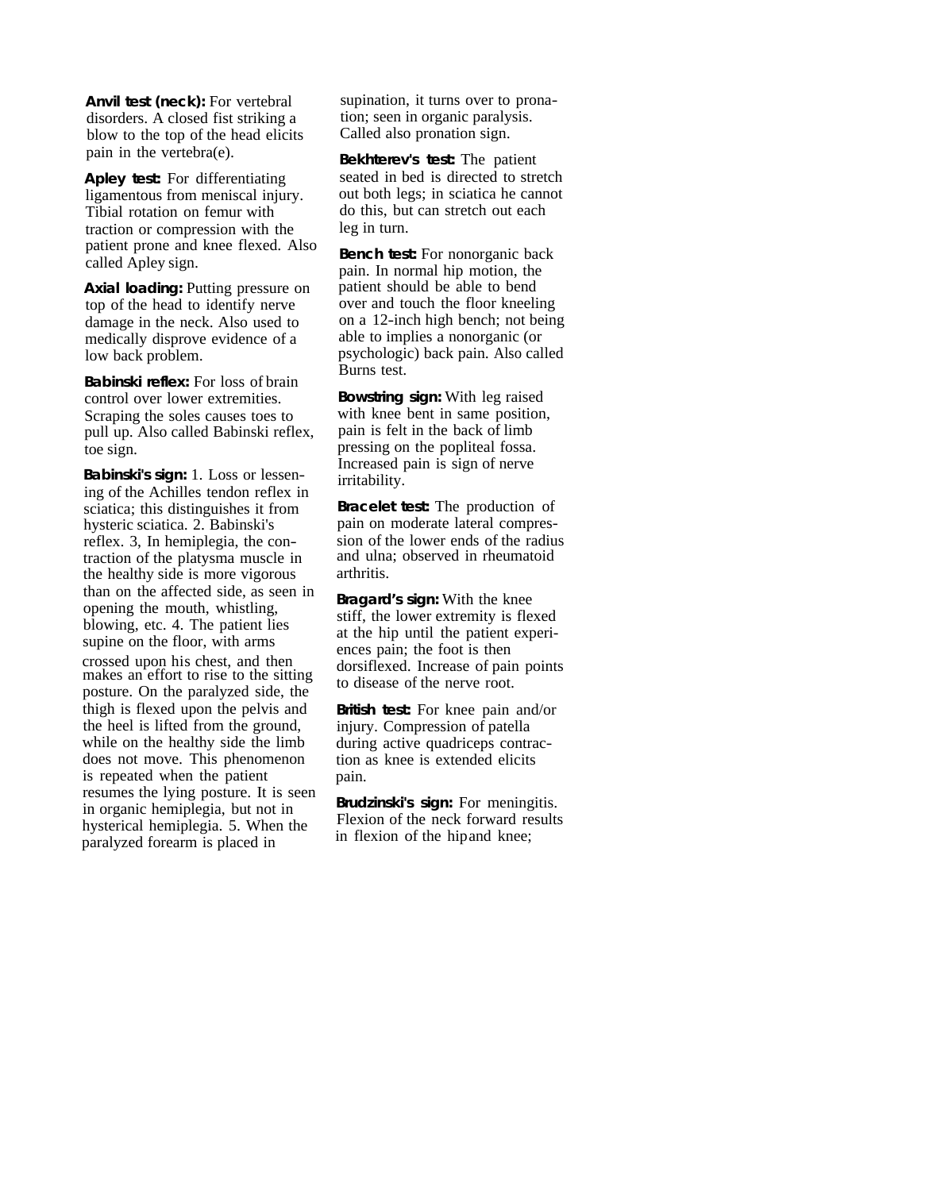**Anvil test (neck):** For vertebral disorders. A closed fist striking a blow to the top of the head elicits pain in the vertebra(e).

**Apley test:** For differentiating ligamentous from meniscal injury. Tibial rotation on femur with traction or compression with the patient prone and knee flexed. Also called Apley sign.

**Axial loading:** Putting pressure on top of the head to identify nerve damage in the neck. Also used to medically disprove evidence of a low back problem.

**Babinski reflex:** For loss of brain control over lower extremities. Scraping the soles causes toes to pull up. Also called Babinski reflex, toe sign.

**Babinski's sign:** 1. Loss or lessening of the Achilles tendon reflex in sciatica; this distinguishes it from hysteric sciatica. 2. Babinski's reflex. 3, In hemiplegia, the contraction of the platysma muscle in the healthy side is more vigorous than on the affected side, as seen in opening the mouth, whistling, blowing, etc. 4. The patient lies supine on the floor, with arms crossed upon his chest, and then makes an effort to rise to the sitting posture. On the paralyzed side, the thigh is flexed upon the pelvis and the heel is lifted from the ground, while on the healthy side the limb does not move. This phenomenon is repeated when the patient resumes the lying posture. It is seen in organic hemiplegia, but not in hysterical hemiplegia. 5. When the paralyzed forearm is placed in supination, it turns over to pronation; seen in organic paralysis. Called also pronation sign.

**Bekhterev's test:** The patient seated in bed is directed to stretch out both legs; in sciatica he cannot do this, but can stretch out each leg in turn.

**Bench test:** For nonorganic back pain. In normal hip motion, the patient should be able to bend over and touch the floor kneeling on a 12-inch high bench; not being able to implies a nonorganic (or psychologic) back pain. Also called Burns test.

**Bowstring sign:** With leg raised with knee bent in same position, pain is felt in the back of limb pressing on the popliteal fossa. Increased pain is sign of nerve irritability.

**Bracelet test:** The production of pain on moderate lateral compression of the lower ends of the radius and ulna; observed in rheumatoid arthritis.

**Bragard's sign:** With the knee stiff, the lower extremity is flexed at the hip until the patient experiences pain; the foot is then dorsiflexed. Increase of pain points to disease of the nerve root.

**British test:** For knee pain and/or injury. Compression of patella during active quadriceps contraction as knee is extended elicits pain.

**Brudzinski's sign:** For meningitis. Flexion of the neck forward results in flexion of the hip and knee;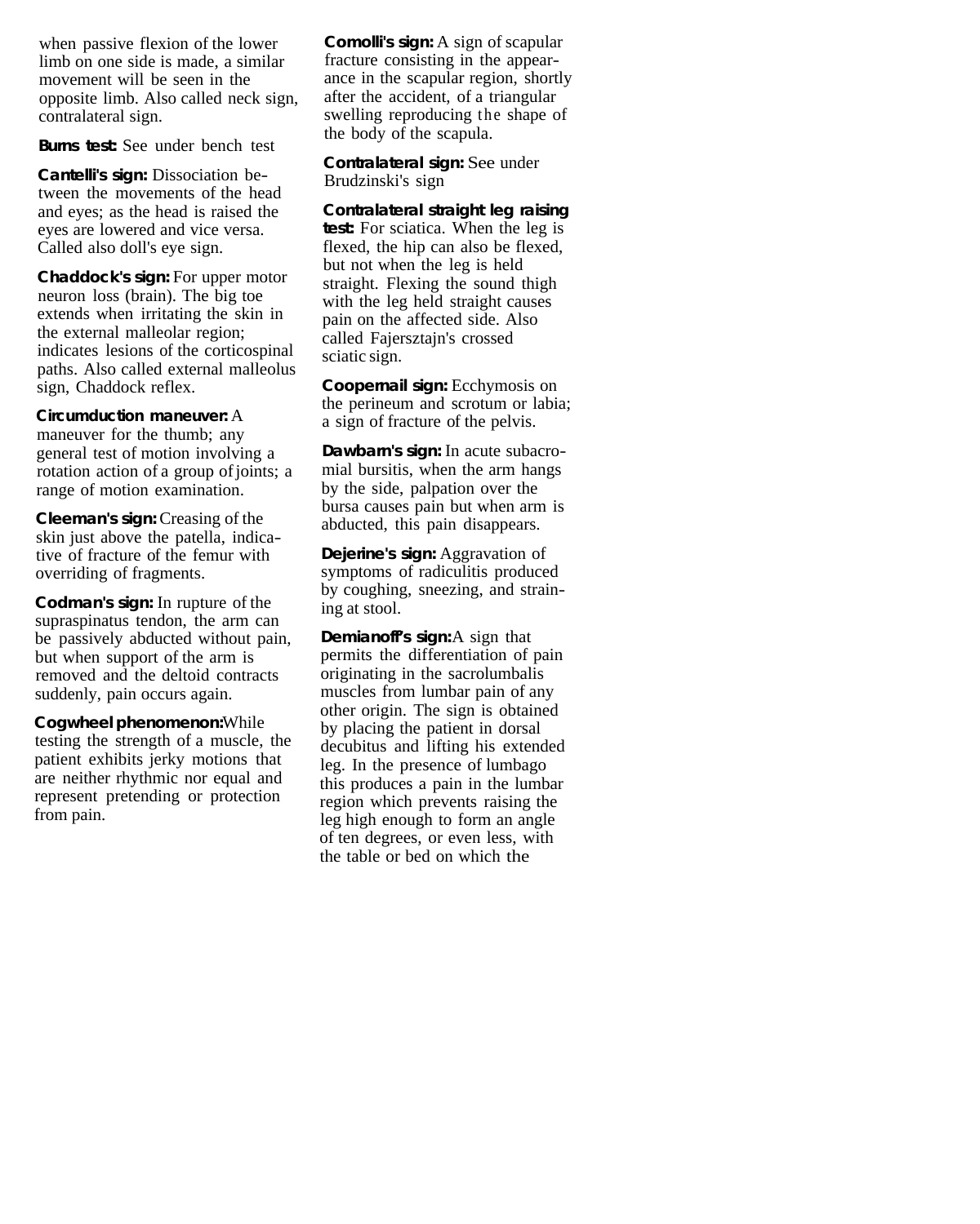when passive flexion of the lower limb on one side is made, a similar movement will be seen in the opposite limb. Also called neck sign, contralateral sign.

**Burns test:** See under bench test

**Cantelli's sign:** Dissociation between the movements of the head and eyes; as the head is raised the eyes are lowered and vice versa. Called also doll's eye sign.

**Chaddock's sign:** For upper motor neuron loss (brain). The big toe extends when irritating the skin in the external malleolar region; indicates lesions of the corticospinal paths. Also called external malleolus sign, Chaddock reflex.

**Circumduction maneuver:** A maneuver for the thumb; any general test of motion involving a rotation action of a group of joints; a range of motion examination.

**Cleeman's sign:** Creasing of the skin just above the patella, indicative of fracture of the femur with overriding of fragments.

**Codman's sign:** In rupture of the supraspinatus tendon, the arm can be passively abducted without pain, but when support of the arm is removed and the deltoid contracts suddenly, pain occurs again.

**Cogwheel phenomenon:** While testing the strength of a muscle, the patient exhibits jerky motions that are neither rhythmic nor equal and represent pretending or protection from pain.

**Comolli's sign:** A sign of scapular fracture consisting in the appearance in the scapular region, shortly after the accident, of a triangular swelling reproducing the shape of the body of the scapula.

**Contralateral sign:** See under Brudzinski's sign

**Contralateral straight leg raising test:** For sciatica. When the leg is flexed, the hip can also be flexed, but not when the leg is held straight. Flexing the sound thigh with the leg held straight causes pain on the affected side. Also called Fajersztajn's crossed sciatic sign.

**Coopernail sign:** Ecchymosis on the perineum and scrotum or labia; a sign of fracture of the pelvis.

**Dawbarn's sign:** In acute subacromial bursitis, when the arm hangs by the side, palpation over the bursa causes pain but when arm is abducted, this pain disappears.

**Dejerine's sign:** Aggravation of symptoms of radiculitis produced by coughing, sneezing, and straining at stool.

**Demianoff's sign:** A sign that permits the differentiation of pain originating in the sacrolumbalis muscles from lumbar pain of any other origin. The sign is obtained by placing the patient in dorsal decubitus and lifting his extended leg. In the presence of lumbago this produces a pain in the lumbar region which prevents raising the leg high enough to form an angle of ten degrees, or even less, with the table or bed on which the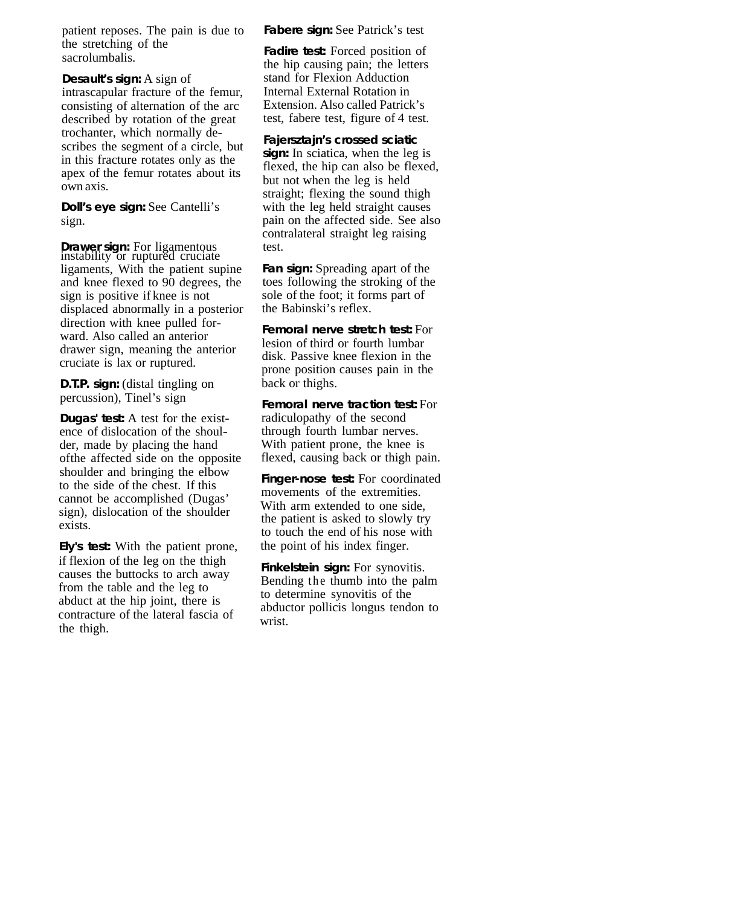patient reposes. The pain is due to the stretching of the sacrolumbalis.

**Desault's sign:** A sign of intrascapular fracture of the femur, consisting of alternation of the arc described by rotation of the great trochanter, which normally describes the segment of a circle, but in this fracture rotates only as the apex of the femur rotates about its own axis.

**Doll's eye sign:** See Cantelli's sign.

**Drawer sign:** For ligamentous instability or ruptured cruciate ligaments, With the patient supine and knee flexed to 90 degrees, the sign is positive if knee is not displaced abnormally in a posterior direction with knee pulled forward. Also called an anterior drawer sign, meaning the anterior cruciate is lax or ruptured.

**D.T.P. sign:** (distal tingling on percussion), Tinel's sign

**Dugas' test:** A test for the existence of dislocation of the shoulder, made by placing the hand ofthe affected side on the opposite shoulder and bringing the elbow to the side of the chest. If this cannot be accomplished (Dugas' sign), dislocation of the shoulder exists.

**Ely's test:** With the patient prone, if flexion of the leg on the thigh causes the buttocks to arch away from the table and the leg to abduct at the hip joint, there is contracture of the lateral fascia of the thigh.

**Fabere sign:** See Patrick's test

**Fadire test:** Forced position of the hip causing pain; the letters stand for Flexion Adduction Internal External Rotation in Extension. Also called Patrick's test, fabere test, figure of 4 test.

**Fajersztajn's crossed sciatic sign:** In sciatica, when the leg is flexed, the hip can also be flexed, but not when the leg is held straight; flexing the sound thigh with the leg held straight causes pain on the affected side. See also contralateral straight leg raising test.

**Fan sign:** Spreading apart of the toes following the stroking of the sole of the foot; it forms part of the Babinski's reflex.

**Femoral nerve stretch test:** For lesion of third or fourth lumbar disk. Passive knee flexion in the prone position causes pain in the back or thighs.

**Femoral nerve traction test:** For radiculopathy of the second through fourth lumbar nerves. With patient prone, the knee is flexed, causing back or thigh pain.

**Finger-nose test:** For coordinated movements of the extremities. With arm extended to one side, the patient is asked to slowly try to touch the end of his nose with the point of his index finger.

**Finkelstein sign:** For synovitis. Bending the thumb into the palm to determine synovitis of the abductor pollicis longus tendon to wrist.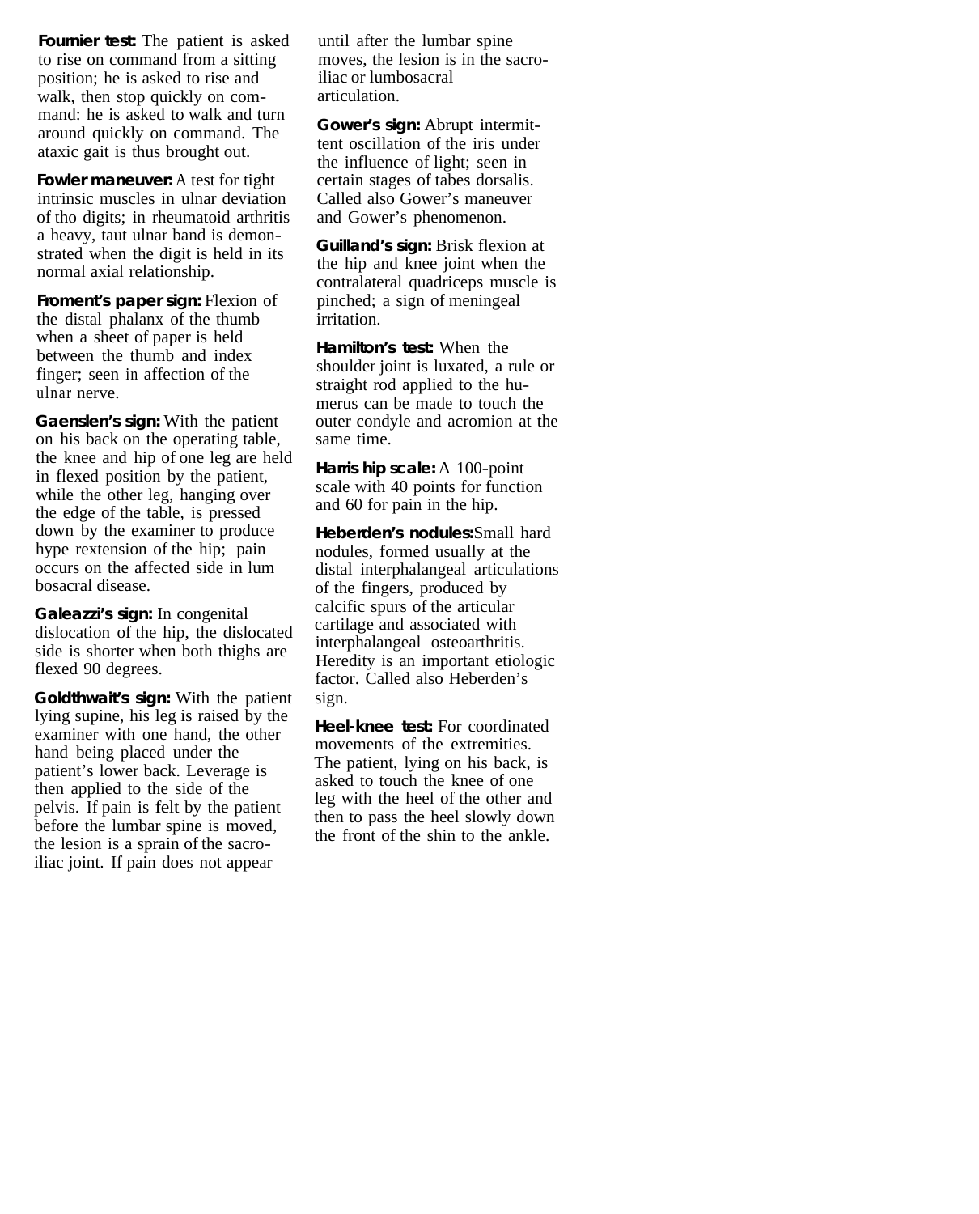**Fournier test:** The patient is asked to rise on command from a sitting position; he is asked to rise and walk, then stop quickly on command: he is asked to walk and turn around quickly on command. The ataxic gait is thus brought out.

**Fowler maneuver:** A test for tight intrinsic muscles in ulnar deviation of tho digits; in rheumatoid arthritis a heavy, taut ulnar band is demonstrated when the digit is held in its normal axial relationship.

**Froment's paper sign:** Flexion of the distal phalanx of the thumb when a sheet of paper is held between the thumb and index finger; seen in affection of the ulnar nerve.

**Gaenslen's sign:** With the patient on his back on the operating table, the knee and hip of one leg are held in flexed position by the patient, while the other leg, hanging over the edge of the table, is pressed down by the examiner to produce hype rextension of the hip; pain occurs on the affected side in lum bosacral disease.

**Galeazzi's sign:** In congenital dislocation of the hip, the dislocated side is shorter when both thighs are flexed 90 degrees.

**Goldthwait's sign:** With the patient lying supine, his leg is raised by the examiner with one hand, the other hand being placed under the patient's lower back. Leverage is then applied to the side of the pelvis. If pain is felt by the patient before the lumbar spine is moved, the lesion is a sprain of the sacro-iliac joint. If pain does not appear until after the lumbar spine moves, the lesion is in the sacro-iliac or lumbosacral articulation.

**Gower's sign:** Abrupt intermittent oscillation of the iris under the influence of light; seen in certain stages of tabes dorsalis. Called also Gower's maneuver and Gower's phenomenon.

**Guilland's sign:** Brisk flexion at the hip and knee joint when the contralateral quadriceps muscle is pinched; a sign of meningeal irritation.

**Hamilton's test:** When the shoulder joint is luxated, a rule or straight rod applied to the humerus can be made to touch the outer condyle and acromion at the same time.

**Harris hip scale:** A 100-point scale with 40 points for function and 60 for pain in the hip.

**Heberden's nodules:** Small hard nodules, formed usually at the distal interphalangeal articulations of the fingers, produced by calcific spurs of the articular cartilage and associated with interphalangeal osteoarthritis. Heredity is an important etiologic factor. Called also Heberden's sign.

**Heel-knee test:** For coordinated movements of the extremities. The patient, lying on his back, is asked to touch the knee of one leg with the heel of the other and then to pass the heel slowly down the front of the shin to the ankle.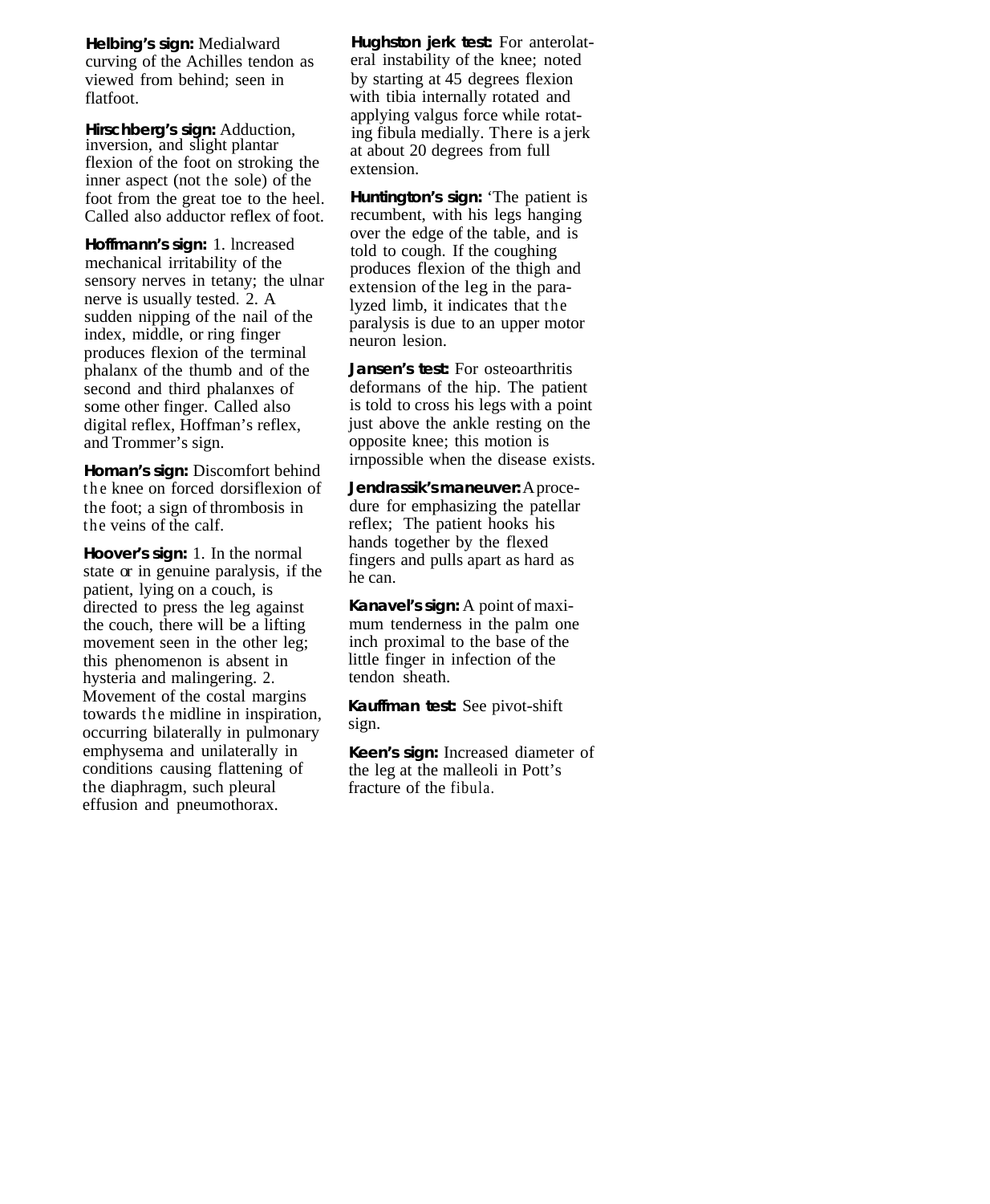**Helbing's sign:** Medialward curving of the Achilles tendon as viewed from behind; seen in flatfoot.

**Hirschberg's sign:** Adduction, inversion, and slight plantar flexion of the foot on stroking the inner aspect (not the sole) of the foot from the great toe to the heel. Called also adductor reflex of foot.

**Hoffmann's sign:** 1. lncreased mechanical irritability of the sensory nerves in tetany; the ulnar nerve is usually tested. 2. A sudden nipping of the nail of the index, middle, or ring finger produces flexion of the terminal phalanx of the thumb and of the second and third phalanxes of some other finger. Called also digital reflex, Hoffman's reflex, and Trommer's sign.

**Homan's sign:** Discomfort behind the knee on forced dorsiflexion of the foot; a sign of thrombosis in the veins of the calf.

**Hoover's sign:** 1. In the normal state or in genuine paralysis, if the patient, lying on a couch, is directed to press the leg against the couch, there will be a lifting movement seen in the other leg; this phenomenon is absent in hysteria and malingering. 2. Movement of the costal margins towards the midline in inspiration, occurring bilaterally in pulmonary emphysema and unilaterally in conditions causing flattening of the diaphragm, such pleural effusion and pneumothorax.

**Hughston jerk test:** For anterolateral instability of the knee; noted by starting at 45 degrees flexion with tibia internally rotated and applying valgus force while rotating fibula medially. There is a jerk at about 20 degrees from full extension.

**Huntington's sign:** 'The patient is recumbent, with his legs hanging over the edge of the table, and is told to cough. If the coughing produces flexion of the thigh and extension of the leg in the paralyzed limb, it indicates that the paralysis is due to an upper motor neuron lesion.

**Jansen's test:** For osteoarthritis deformans of the hip. The patient is told to cross his legs with a point just above the ankle resting on the opposite knee; this motion is irnpossible when the disease exists.

**Jendrassik's maneuver:** A procedure for emphasizing the patellar reflex; The patient hooks his hands together by the flexed fingers and pulls apart as hard as he can.

**Kanavel's sign:** A point of maximum tenderness in the palm one inch proximal to the base of the little finger in infection of the tendon sheath.

**Kauffman test:** See pivot-shift sign.

**Keen's sign:** Increased diameter of the leg at the malleoli in Pott's fracture of the fibula.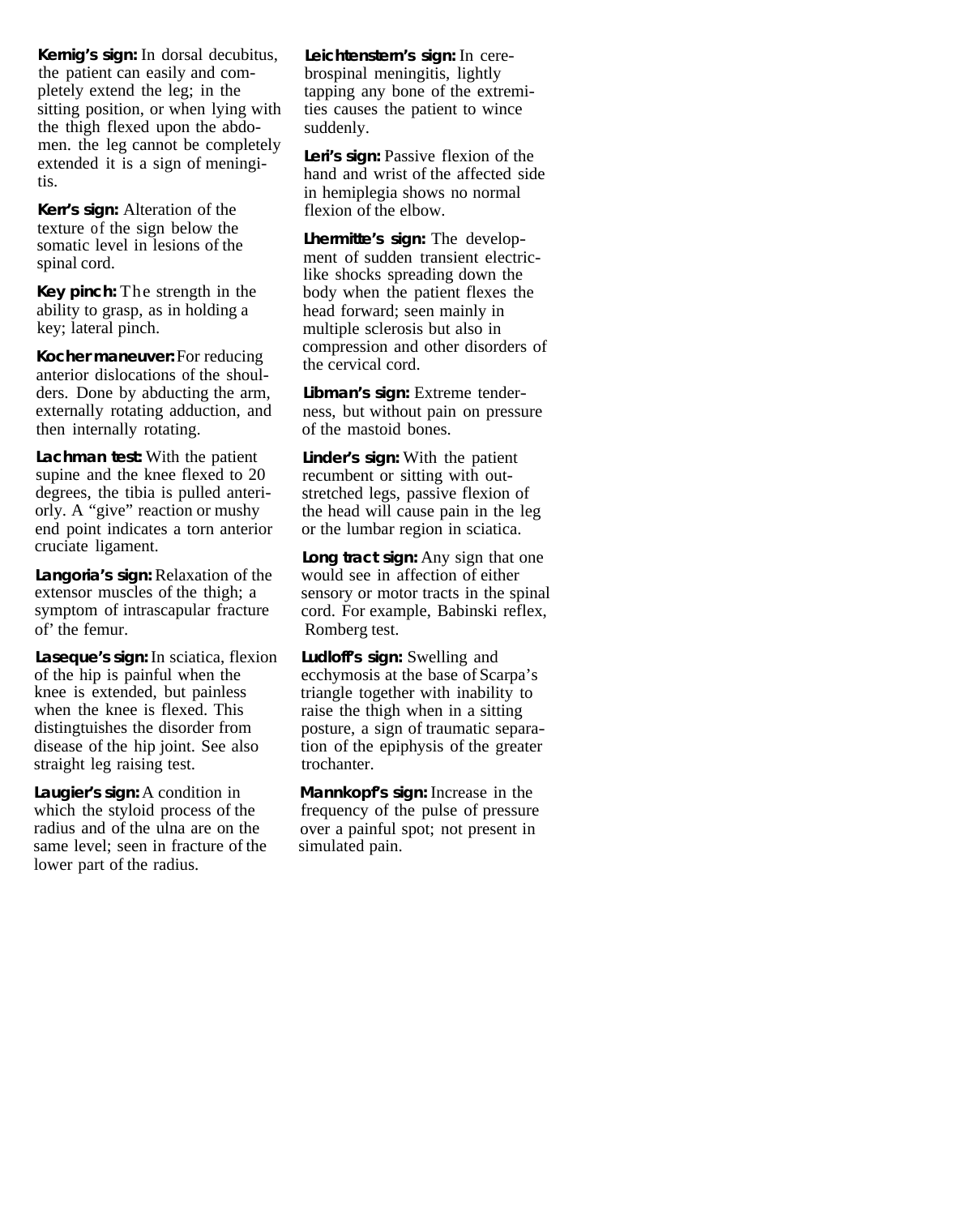**Kernig's sign:** In dorsal decubitus, the patient can easily and completely extend the leg; in the sitting position, or when lying with the thigh flexed upon the abdomen. the leg cannot be completely extended it is a sign of meningitis.

**Kerr's sign:** Alteration of the texture of the sign below the somatic level in lesions of the spinal cord.

**Key pinch:** The strength in the ability to grasp, as in holding a key; lateral pinch.

**Kocher maneuver:** For reducing anterior dislocations of the shoulders. Done by abducting the arm, externally rotating adduction, and then internally rotating.

**Lachman test:** With the patient supine and the knee flexed to 20 degrees, the tibia is pulled anteriorly. A "give" reaction or mushy end point indicates a torn anterior cruciate ligament.

**Langoria's sign:** Relaxation of the extensor muscles of the thigh; a symptom of intrascapular fracture of' the femur.

**Laseque's sign:** In sciatica, flexion of the hip is painful when the knee is extended, but painless when the knee is flexed. This distingtuishes the disorder from disease of the hip joint. See also straight leg raising test.

**Laugier's sign:** A condition in which the styloid process of the radius and of the ulna are on the same level; seen in fracture of the lower part of the radius.

**Leichtenstern's sign:** In cerebrospinal meningitis, lightly tapping any bone of the extremities causes the patient to wince suddenly.

**Leri's sign:** Passive flexion of the hand and wrist of the affected side in hemiplegia shows no normal flexion of the elbow.

**Lhermitte's sign:** The development of sudden transient electric-like shocks spreading down the body when the patient flexes the head forward; seen mainly in multiple sclerosis but also in compression and other disorders of the cervical cord.

**Libman's sign:** Extreme tenderness, but without pain on pressure of the mastoid bones.

**Linder's sign:** With the patient recumbent or sitting with outstretched legs, passive flexion of the head will cause pain in the leg or the lumbar region in sciatica.

**Long tract sign:** Any sign that one would see in affection of either sensory or motor tracts in the spinal cord. For example, Babinski reflex, Romberg test.

**Ludloff's sign:** Swelling and ecchymosis at the base of Scarpa's triangle together with inability to raise the thigh when in a sitting posture, a sign of traumatic separation of the epiphysis of the greater trochanter.

**Mannkopf's sign:** Increase in the frequency of the pulse of pressure over a painful spot; not present in simulated pain.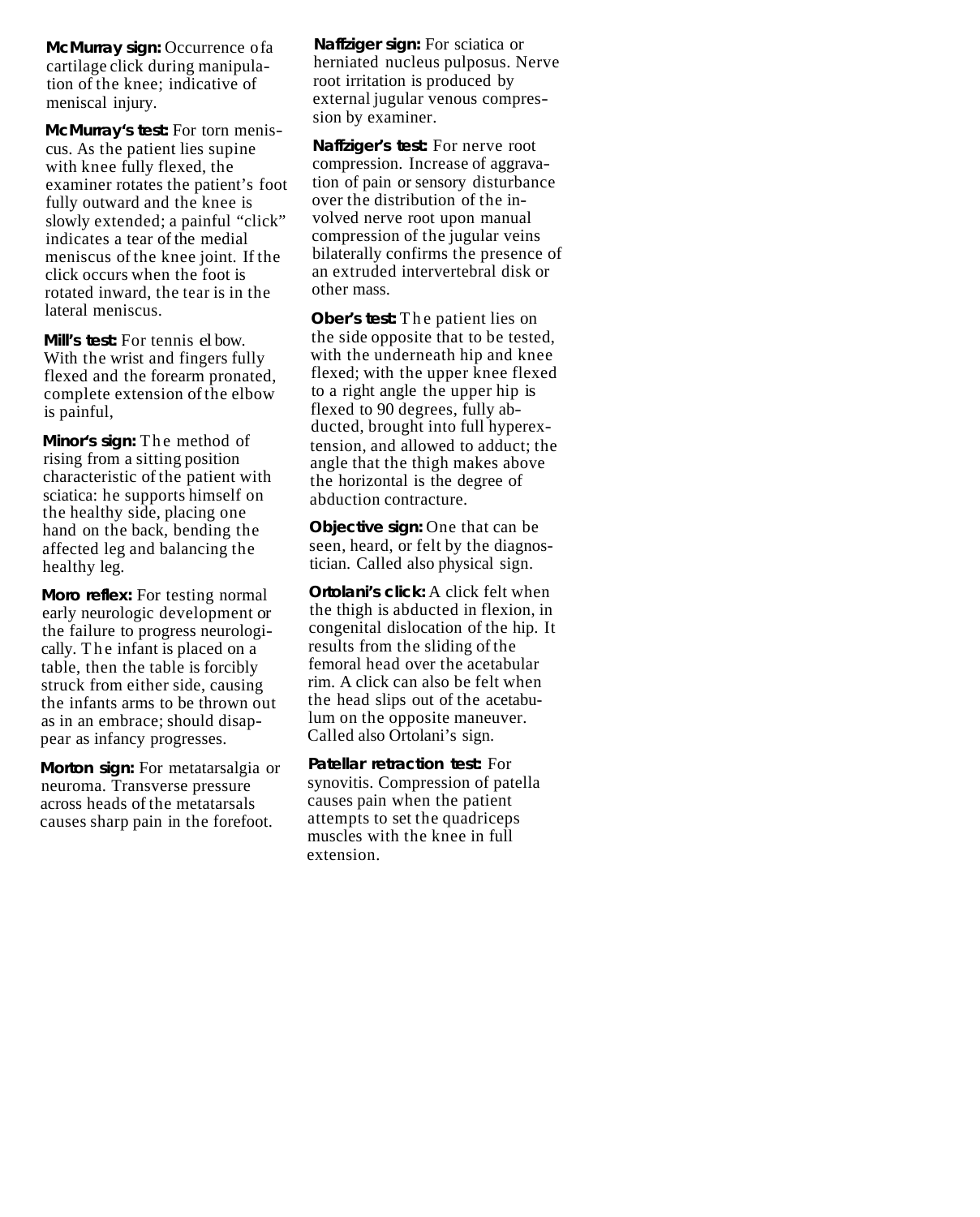**McMurray sign:** Occurrence of a cartilage click during manipulation of the knee; indicative of meniscal injury.

**McMurray's test:** For torn meniscus. As the patient lies supine with knee fully flexed, the examiner rotates the patient's foot fully outward and the knee is slowly extended; a painful "click" indicates a tear of the medial meniscus of the knee joint. If the click occurs when the foot is rotated inward, the tear is in the lateral meniscus.

**Mill's test:** For tennis elbow. With the wrist and fingers fully flexed and the forearm pronated, complete extension of the elbow is painful,

**Minor's sign:** The method of rising from a sitting position characteristic of the patient with sciatica: he supports himself on the healthy side, placing one hand on the back, bending the affected leg and balancing the healthy leg.

**Moro reflex:** For testing normal early neurologic development or the failure to progress neurologically. The infant is placed on a table, then the table is forcibly struck from either side, causing the infants arms to be thrown out as in an embrace; should disappear as infancy progresses.

**Morton sign:** For metatarsalgia or neuroma. Transverse pressure across heads of the metatarsals causes sharp pain in the forefoot.

**Naffziger sign:** For sciatica or herniated nucleus pulposus. Nerve root irritation is produced by external jugular venous compression by examiner.

**Naffziger's test:** For nerve root compression. Increase of aggravation of pain or sensory disturbance over the distribution of the involved nerve root upon manual compression of the jugular veins bilaterally confirms the presence of an extruded intervertebral disk or other mass.

**Ober's test:** The patient lies on the side opposite that to be tested, with the underneath hip and knee flexed; with the upper knee flexed to a right angle the upper hip is flexed to 90 degrees, fully abducted, brought into full hyperextension, and allowed to adduct; the angle that the thigh makes above the horizontal is the degree of abduction contracture.

**Objective sign:** One that can be seen, heard, or felt by the diagnostician. Called also physical sign.

**Ortolani's click:** A click felt when the thigh is abducted in flexion, in congenital dislocation of the hip. It results from the sliding of the femoral head over the acetabular rim. A click can also be felt when the head slips out of the acetabulum on the opposite maneuver. Called also Ortolani's sign.

**Patellar retraction test:** For synovitis. Compression of patella causes pain when the patient attempts to set the quadriceps muscles with the knee in full extension.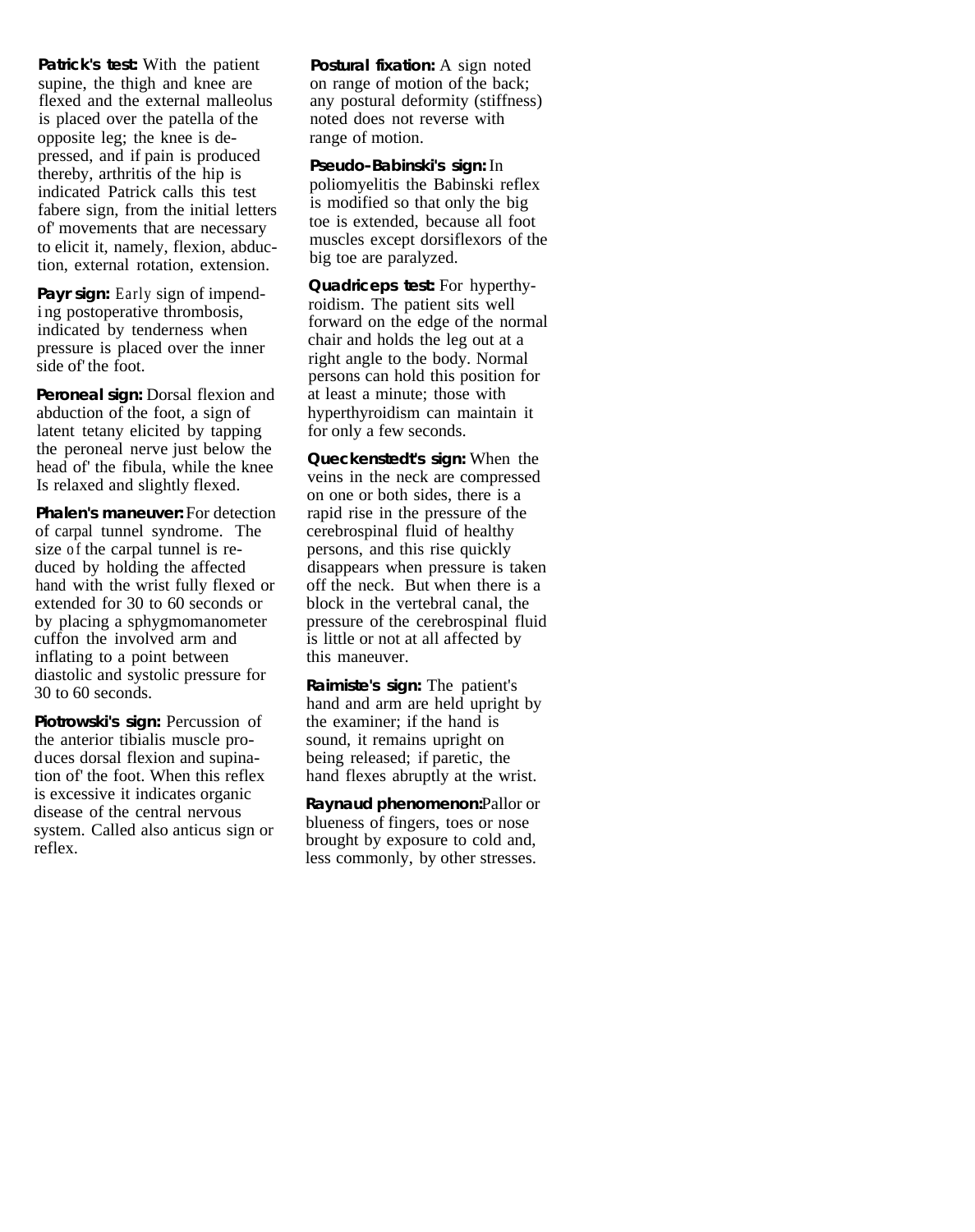**Patrick's test:** With the patient supine, the thigh and knee are flexed and the external malleolus is placed over the patella of the opposite leg; the knee is depressed, and if pain is produced thereby, arthritis of the hip is indicated Patrick calls this test fabere sign, from the initial letters of' movements that are necessary to elicit it, namely, flexion, abduction, external rotation, extension.

**Payr sign:** Early sign of impending postoperative thrombosis, indicated by tenderness when pressure is placed over the inner side of' the foot.

**Peroneal sign:** Dorsal flexion and abduction of the foot, a sign of latent tetany elicited by tapping the peroneal nerve just below the head of' the fibula, while the knee Is relaxed and slightly flexed.

**Phalen's maneuver:** For detection of carpal tunnel syndrome. The size of the carpal tunnel is reduced by holding the affected hand with the wrist fully flexed or extended for 30 to 60 seconds or by placing a sphygmomanometer cuffon the involved arm and inflating to a point between diastolic and systolic pressure for 30 to 60 seconds.

**Piotrowski's sign:** Percussion of the anterior tibialis muscle produces dorsal flexion and supination of' the foot. When this reflex is excessive it indicates organic disease of the central nervous system. Called also anticus sign or reflex.

**Postural fixation:** A sign noted on range of motion of the back; any postural deformity (stiffness) noted does not reverse with range of motion.

**Pseudo-Babinski's sign:** In poliomyelitis the Babinski reflex is modified so that only the big toe is extended, because all foot muscles except dorsiflexors of the big toe are paralyzed.

**Quadriceps test:** For hyperthyroidism. The patient sits well forward on the edge of the normal chair and holds the leg out at a right angle to the body. Normal persons can hold this position for at least a minute; those with hyperthyroidism can maintain it for only a few seconds.

**Queckenstedt's sign:** When the veins in the neck are compressed on one or both sides, there is a rapid rise in the pressure of the cerebrospinal fluid of healthy persons, and this rise quickly disappears when pressure is taken off the neck. But when there is a block in the vertebral canal, the pressure of the cerebrospinal fluid is little or not at all affected by this maneuver.

**Raimiste's sign:** The patient's hand and arm are held upright by the examiner; if the hand is sound, it remains upright on being released; if paretic, the hand flexes abruptly at the wrist.

**Raynaud phenomenon:** Pallor or blueness of fingers, toes or nose brought by exposure to cold and, less commonly, by other stresses.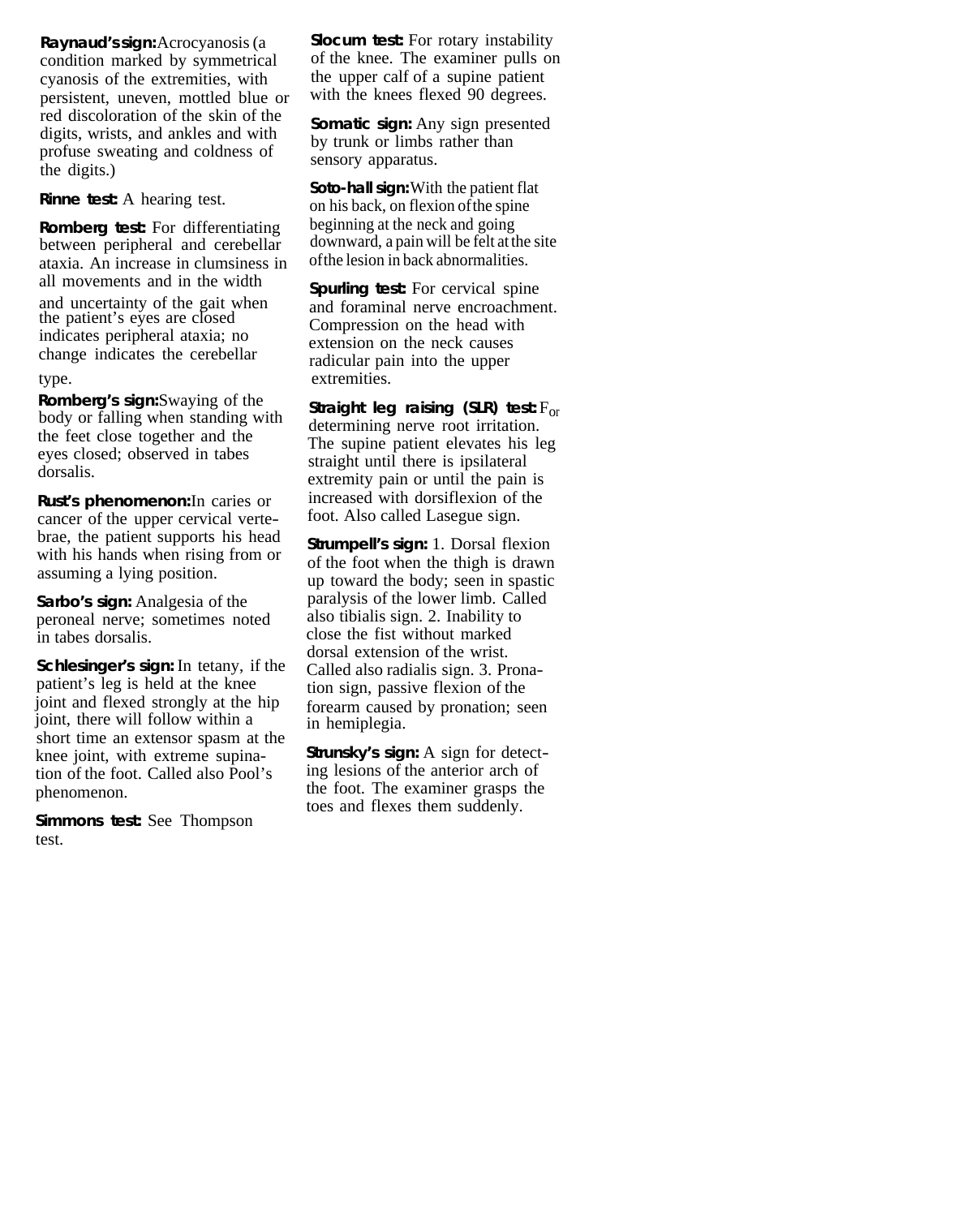**Raynaud's sign:** Acrocyanosis (a condition marked by symmetrical cyanosis of the extremities, with persistent, uneven, mottled blue or red discoloration of the skin of the digits, wrists, and ankles and with profuse sweating and coldness of the digits.)

**Rinne test:** A hearing test.

**Romberg test:** For differentiating between peripheral and cerebellar ataxia. An increase in clumsiness in all movements and in the width and uncertainty of the gait when the patient's eyes are closed indicates peripheral ataxia; no change indicates the cerebellar type.

**Romberg's sign:** Swaying of the body or falling when standing with the feet close together and the eyes closed; observed in tabes dorsalis.

**Rust's phenomenon:** In caries or cancer of the upper cervical vertebrae, the patient supports his head with his hands when rising from or assuming a lying position.

**Sarbo's sign:** Analgesia of the peroneal nerve; sometimes noted in tabes dorsalis.

**Schlesinger's sign:** In tetany, if the patient's leg is held at the knee joint and flexed strongly at the hip joint, there will follow within a short time an extensor spasm at the knee joint, with extreme supination of the foot. Called also Pool's phenomenon.

**Simmons test:** See Thompson test.

**Slocum test:** For rotary instability of the knee. The examiner pulls on the upper calf of a supine patient with the knees flexed 90 degrees.

**Somatic sign:** Any sign presented by trunk or limbs rather than sensory apparatus.

**Soto-hall sign:** With the patient flat on his back, on flexion of the spine beginning at the neck and going downward, a pain will be felt at the site of the lesion in back abnormalities.

**Spurling test:** For cervical spine and foraminal nerve encroachment. Compression on the head with extension on the neck causes radicular pain into the upper extremities.

**Straight leg raising (SLR) test:** For determining nerve root irritation. The supine patient elevates his leg straight until there is ipsilateral extremity pain or until the pain is increased with dorsiflexion of the foot. Also called Lasegue sign.

**Strumpell's sign:** 1. Dorsal flexion of the foot when the thigh is drawn up toward the body; seen in spastic paralysis of the lower limb. Called also tibialis sign. 2. Inability to close the fist without marked dorsal extension of the wrist. Called also radialis sign. 3. Pronation sign, passive flexion of the forearm caused by pronation; seen in hemiplegia.

**Strunsky's sign:** A sign for detecting lesions of the anterior arch of the foot. The examiner grasps the toes and flexes them suddenly.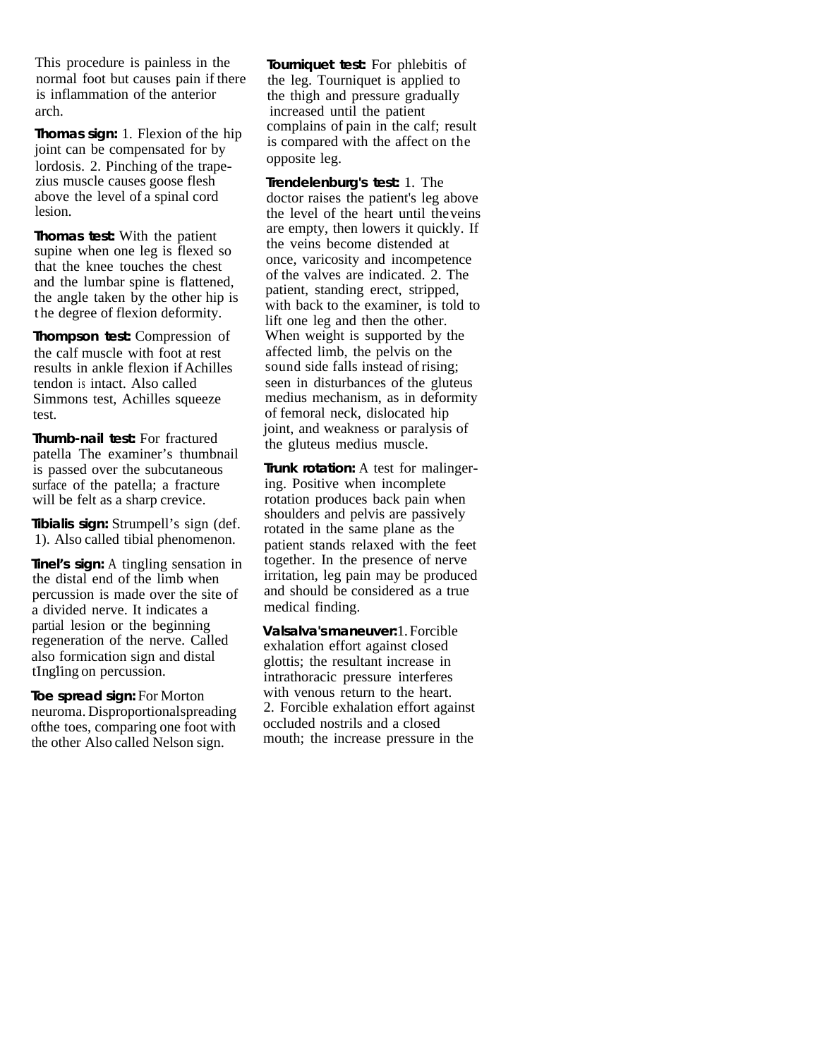This procedure is painless in the normal foot but causes pain if there is inflammation of the anterior arch.

**Thomas sign:** 1. Flexion of the hip joint can be compensated for by lordosis. 2. Pinching of the trapezius muscle causes goose flesh above the level of a spinal cord lesion.

**Thomas test:** With the patient supine when one leg is flexed so that the knee touches the chest and the lumbar spine is flattened, the angle taken by the other hip is the degree of flexion deformity.

**Thompson test:** Compression of the calf muscle with foot at rest results in ankle flexion if Achilles tendon is intact. Also called Simmons test, Achilles squeeze test.

**Thumb-nail test:** For fractured patella The examiner's thumbnail is passed over the subcutaneous surface of the patella; a fracture will be felt as a sharp crevice.

**Tibialis sign:** Strumpell's sign (def. 1). Also called tibial phenomenon.

**Tinel's sign:** A tingling sensation in the distal end of the limb when percussion is made over the site of a divided nerve. It indicates a partial lesion or the beginning regeneration of the nerve. Called also formication sign and distal tingling on percussion.

**Toe spread sign:** For Morton neuroma. Disproportionalspreading ofthe toes, comparing one foot with the other Also called Nelson sign.

**Tourniquet test:** For phlebitis of the leg. Tourniquet is applied to the thigh and pressure gradually increased until the patient complains of pain in the calf; result is compared with the affect on the opposite leg.

**Trendelenburg's test:** 1. The doctor raises the patient's leg above the level of the heart until the veins are empty, then lowers it quickly. If the veins become distended at once, varicosity and incompetence of the valves are indicated. 2. The patient, standing erect, stripped, with back to the examiner, is told to lift one leg and then the other. When weight is supported by the affected limb, the pelvis on the sound side falls instead of rising; seen in disturbances of the gluteus medius mechanism, as in deformity of femoral neck, dislocated hip joint, and weakness or paralysis of the gluteus medius muscle.

**Trunk rotation:** A test for malingering. Positive when incomplete rotation produces back pain when shoulders and pelvis are passively rotated in the same plane as the patient stands relaxed with the feet together. In the presence of nerve irritation, leg pain may be produced and should be considered as a true medical finding.

**Valsalva's maneuver:** 1. Forcible exhalation effort against closed glottis; the resultant increase in intrathoracic pressure interferes with venous return to the heart. 2. Forcible exhalation effort against occluded nostrils and a closed mouth; the increase pressure in the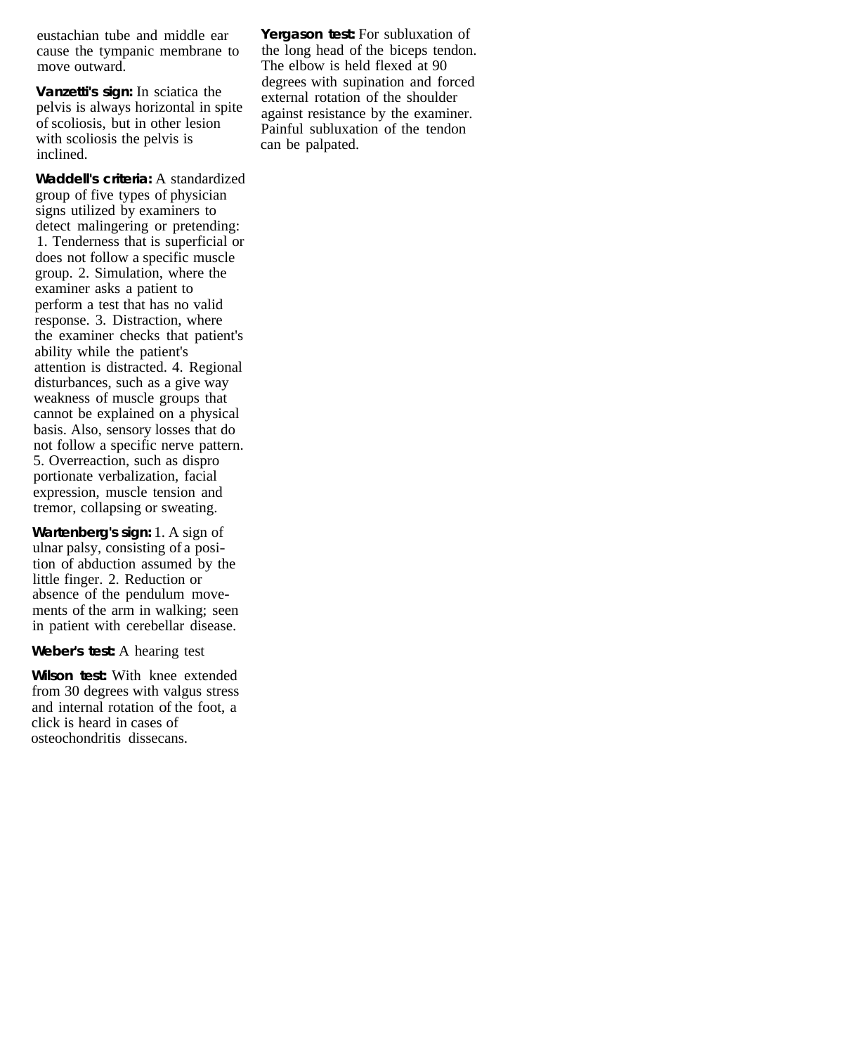eustachian tube and middle ear cause the tympanic membrane to move outward.

**Vanzetti's sign:** In sciatica the pelvis is always horizontal in spite of scoliosis, but in other lesion with scoliosis the pelvis is inclined.

**Waddell's criteria:** A standardized group of five types of physician signs utilized by examiners to detect malingering or pretending: 1. Tenderness that is superficial or does not follow a specific muscle group. 2. Simulation, where the examiner asks a patient to perform a test that has no valid response. 3. Distraction, where the examiner checks that patient's ability while the patient's attention is distracted. 4. Regional disturbances, such as a give way weakness of muscle groups that cannot be explained on a physical basis. Also, sensory losses that do not follow a specific nerve pattern. 5. Overreaction, such as dispro portionate verbalization, facial expression, muscle tension and tremor, collapsing or sweating.

**Wartenberg's sign:** 1. A sign of ulnar palsy, consisting of a position of abduction assumed by the little finger. 2. Reduction or absence of the pendulum movements of the arm in walking; seen in patient with cerebellar disease.

**Weber's test:** A hearing test

**Wilson test:** With knee extended from 30 degrees with valgus stress and internal rotation of the foot, a click is heard in cases of osteochondritis dissecans.

**Yergason test:** For subluxation of the long head of the biceps tendon. The elbow is held flexed at 90 degrees with supination and forced external rotation of the shoulder against resistance by the examiner. Painful subluxation of the tendon can be palpated.